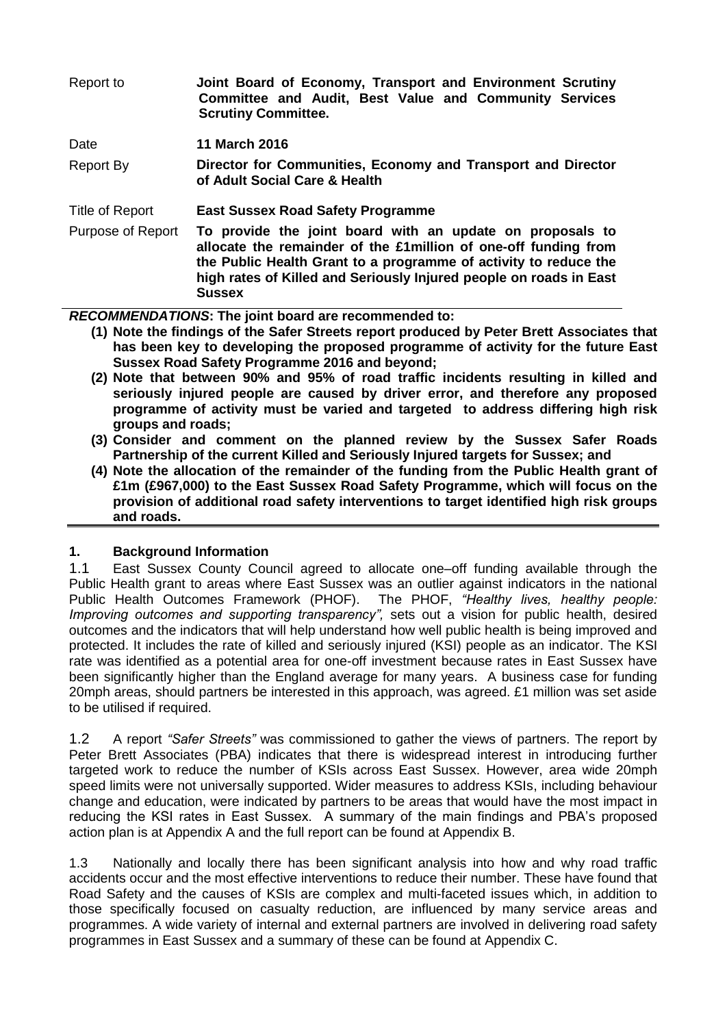| | |
|---|---|
| Report to | **Joint Board of Economy, Transport and Environment Scrutiny Committee and Audit, Best Value and Community Services Scrutiny Committee.** |
| Date | **11 March 2016** |
| Report By | **Director for Communities, Economy and Transport and Director of Adult Social Care & Health** |
| Title of Report | **East Sussex Road Safety Programme** |
| Purpose of Report | **To provide the joint board with an update on proposals to allocate the remainder of the £1million of one-off funding from the Public Health Grant to a programme of activity to reduce the high rates of Killed and Seriously Injured people on roads in East Sussex** |

***RECOMMENDATIONS*: The joint board are recommended to:**

**(1) Note the findings of the Safer Streets report produced by Peter Brett Associates that has been key to developing the proposed programme of activity for the future East Sussex Road Safety Programme 2016 and beyond;**

**(2) Note that between 90% and 95% of road traffic incidents resulting in killed and seriously injured people are caused by driver error, and therefore any proposed programme of activity must be varied and targeted to address differing high risk groups and roads;**

**(3) Consider and comment on the planned review by the Sussex Safer Roads Partnership of the current Killed and Seriously Injured targets for Sussex; and**

**(4) Note the allocation of the remainder of the funding from the Public Health grant of £1m (£967,000) to the East Sussex Road Safety Programme, which will focus on the provision of additional road safety interventions to target identified high risk groups and roads.**

## 1. Background Information

1.1 East Sussex County Council agreed to allocate one–off funding available through the Public Health grant to areas where East Sussex was an outlier against indicators in the national Public Health Outcomes Framework (PHOF). The PHOF, *"Healthy lives, healthy people: Improving outcomes and supporting transparency",* sets out a vision for public health, desired outcomes and the indicators that will help understand how well public health is being improved and protected. It includes the rate of killed and seriously injured (KSI) people as an indicator. The KSI rate was identified as a potential area for one-off investment because rates in East Sussex have been significantly higher than the England average for many years. A business case for funding 20mph areas, should partners be interested in this approach, was agreed. £1 million was set aside to be utilised if required.

1.2 A report *"Safer Streets"* was commissioned to gather the views of partners. The report by Peter Brett Associates (PBA) indicates that there is widespread interest in introducing further targeted work to reduce the number of KSIs across East Sussex. However, area wide 20mph speed limits were not universally supported. Wider measures to address KSIs, including behaviour change and education, were indicated by partners to be areas that would have the most impact in reducing the KSI rates in East Sussex. A summary of the main findings and PBA's proposed action plan is at Appendix A and the full report can be found at Appendix B.

1.3 Nationally and locally there has been significant analysis into how and why road traffic accidents occur and the most effective interventions to reduce their number. These have found that Road Safety and the causes of KSIs are complex and multi-faceted issues which, in addition to those specifically focused on casualty reduction, are influenced by many service areas and programmes. A wide variety of internal and external partners are involved in delivering road safety programmes in East Sussex and a summary of these can be found at Appendix C.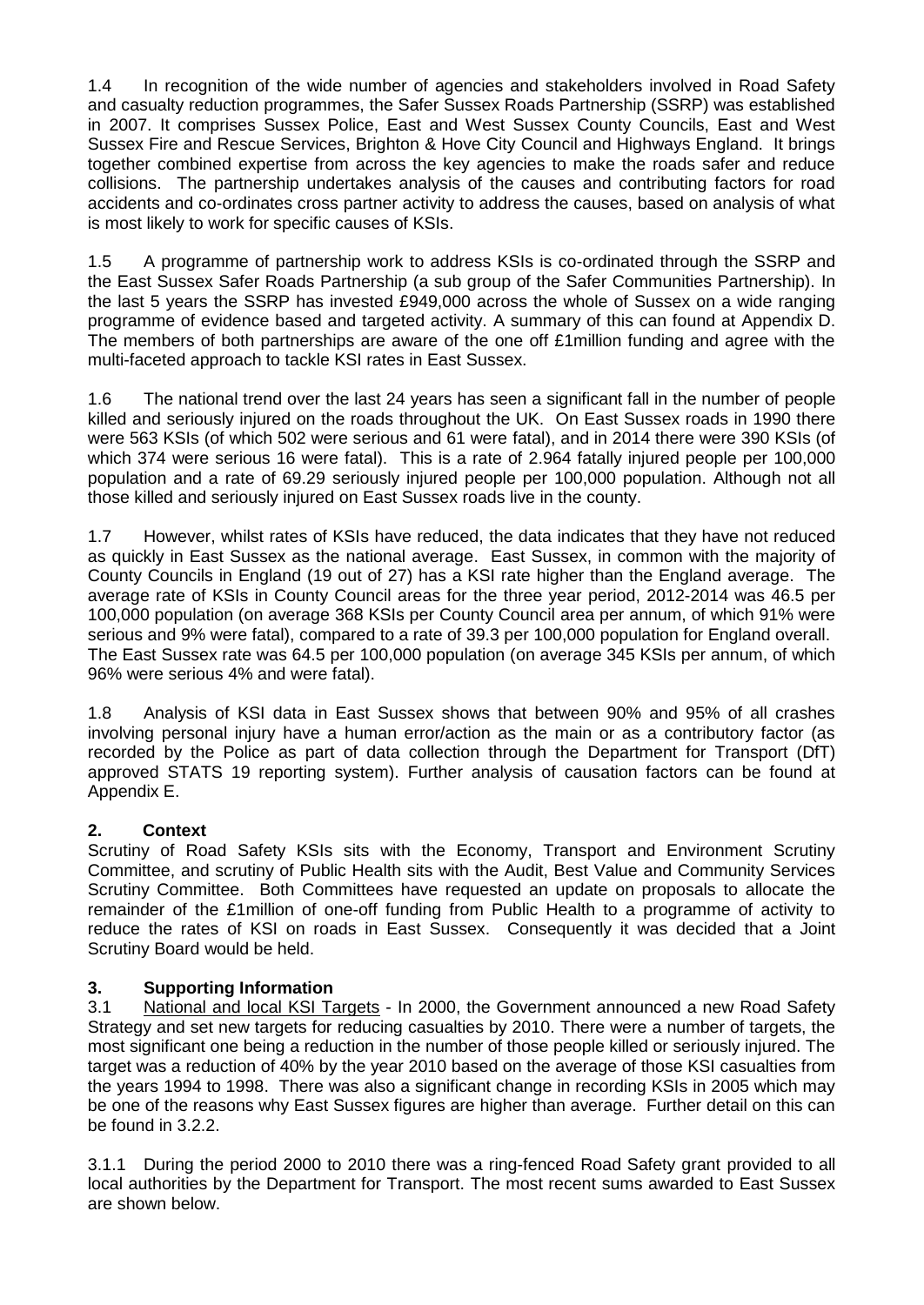1.4 In recognition of the wide number of agencies and stakeholders involved in Road Safety and casualty reduction programmes, the Safer Sussex Roads Partnership (SSRP) was established in 2007. It comprises Sussex Police, East and West Sussex County Councils, East and West Sussex Fire and Rescue Services, Brighton & Hove City Council and Highways England. It brings together combined expertise from across the key agencies to make the roads safer and reduce collisions. The partnership undertakes analysis of the causes and contributing factors for road accidents and co-ordinates cross partner activity to address the causes, based on analysis of what is most likely to work for specific causes of KSIs.

1.5 A programme of partnership work to address KSIs is co-ordinated through the SSRP and the East Sussex Safer Roads Partnership (a sub group of the Safer Communities Partnership). In the last 5 years the SSRP has invested £949,000 across the whole of Sussex on a wide ranging programme of evidence based and targeted activity. A summary of this can found at Appendix D. The members of both partnerships are aware of the one off £1million funding and agree with the multi-faceted approach to tackle KSI rates in East Sussex.

1.6 The national trend over the last 24 years has seen a significant fall in the number of people killed and seriously injured on the roads throughout the UK. On East Sussex roads in 1990 there were 563 KSIs (of which 502 were serious and 61 were fatal), and in 2014 there were 390 KSIs (of which 374 were serious 16 were fatal). This is a rate of 2.964 fatally injured people per 100,000 population and a rate of 69.29 seriously injured people per 100,000 population. Although not all those killed and seriously injured on East Sussex roads live in the county.

1.7 However, whilst rates of KSIs have reduced, the data indicates that they have not reduced as quickly in East Sussex as the national average. East Sussex, in common with the majority of County Councils in England (19 out of 27) has a KSI rate higher than the England average. The average rate of KSIs in County Council areas for the three year period, 2012-2014 was 46.5 per 100,000 population (on average 368 KSIs per County Council area per annum, of which 91% were serious and 9% were fatal), compared to a rate of 39.3 per 100,000 population for England overall. The East Sussex rate was 64.5 per 100,000 population (on average 345 KSIs per annum, of which 96% were serious 4% and were fatal).

1.8 Analysis of KSI data in East Sussex shows that between 90% and 95% of all crashes involving personal injury have a human error/action as the main or as a contributory factor (as recorded by the Police as part of data collection through the Department for Transport (DfT) approved STATS 19 reporting system). Further analysis of causation factors can be found at Appendix E.

## 2. Context

Scrutiny of Road Safety KSIs sits with the Economy, Transport and Environment Scrutiny Committee, and scrutiny of Public Health sits with the Audit, Best Value and Community Services Scrutiny Committee. Both Committees have requested an update on proposals to allocate the remainder of the £1million of one-off funding from Public Health to a programme of activity to reduce the rates of KSI on roads in East Sussex. Consequently it was decided that a Joint Scrutiny Board would be held.

## 3. Supporting Information

3.1 National and local KSI Targets - In 2000, the Government announced a new Road Safety Strategy and set new targets for reducing casualties by 2010. There were a number of targets, the most significant one being a reduction in the number of those people killed or seriously injured. The target was a reduction of 40% by the year 2010 based on the average of those KSI casualties from the years 1994 to 1998. There was also a significant change in recording KSIs in 2005 which may be one of the reasons why East Sussex figures are higher than average. Further detail on this can be found in 3.2.2.

3.1.1 During the period 2000 to 2010 there was a ring-fenced Road Safety grant provided to all local authorities by the Department for Transport. The most recent sums awarded to East Sussex are shown below.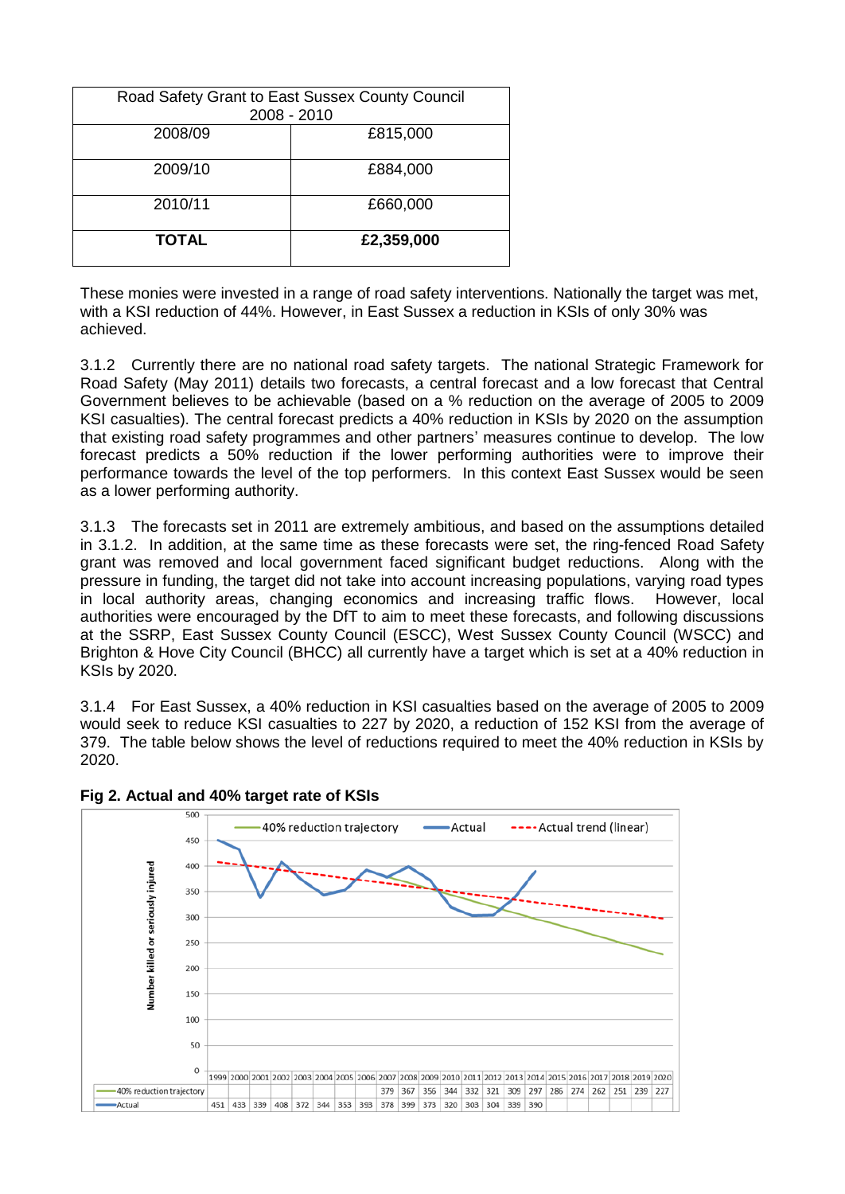| Road Safety Grant to East Sussex County Council 2008 - 2010 | |
|---|---|
| 2008/09 | £815,000 |
| 2009/10 | £884,000 |
| 2010/11 | £660,000 |
| **TOTAL** | **£2,359,000** |

These monies were invested in a range of road safety interventions. Nationally the target was met, with a KSI reduction of 44%. However, in East Sussex a reduction in KSIs of only 30% was achieved.

3.1.2 Currently there are no national road safety targets. The national Strategic Framework for Road Safety (May 2011) details two forecasts, a central forecast and a low forecast that Central Government believes to be achievable (based on a % reduction on the average of 2005 to 2009 KSI casualties). The central forecast predicts a 40% reduction in KSIs by 2020 on the assumption that existing road safety programmes and other partners' measures continue to develop. The low forecast predicts a 50% reduction if the lower performing authorities were to improve their performance towards the level of the top performers. In this context East Sussex would be seen as a lower performing authority.

3.1.3 The forecasts set in 2011 are extremely ambitious, and based on the assumptions detailed in 3.1.2. In addition, at the same time as these forecasts were set, the ring-fenced Road Safety grant was removed and local government faced significant budget reductions. Along with the pressure in funding, the target did not take into account increasing populations, varying road types in local authority areas, changing economics and increasing traffic flows. However, local authorities were encouraged by the DfT to aim to meet these forecasts, and following discussions at the SSRP, East Sussex County Council (ESCC), West Sussex County Council (WSCC) and Brighton & Hove City Council (BHCC) all currently have a target which is set at a 40% reduction in KSIs by 2020.

3.1.4 For East Sussex, a 40% reduction in KSI casualties based on the average of 2005 to 2009 would seek to reduce KSI casualties to 227 by 2020, a reduction of 152 KSI from the average of 379. The table below shows the level of reductions required to meet the 40% reduction in KSIs by 2020.

**Fig 2. Actual and 40% target rate of KSIs**

| | 1999 | 2000 | 2001 | 2002 | 2003 | 2004 | 2005 | 2006 | 2007 | 2008 | 2009 | 2010 | 2011 | 2012 | 2013 | 2014 | 2015 | 2016 | 2017 | 2018 | 2019 | 2020 |
|---|---|---|---|---|---|---|---|---|---|---|---|---|---|---|---|---|---|---|---|---|---|---|
| 40% reduction trajectory | | | | | | | | | 379 | 367 | 356 | 344 | 332 | 321 | 309 | 297 | 286 | 274 | 262 | 251 | 239 | 227 |
| Actual | 451 | 433 | 339 | 408 | 372 | 344 | 353 | 393 | 378 | 399 | 373 | 320 | 303 | 304 | 339 | 390 | | | | | | |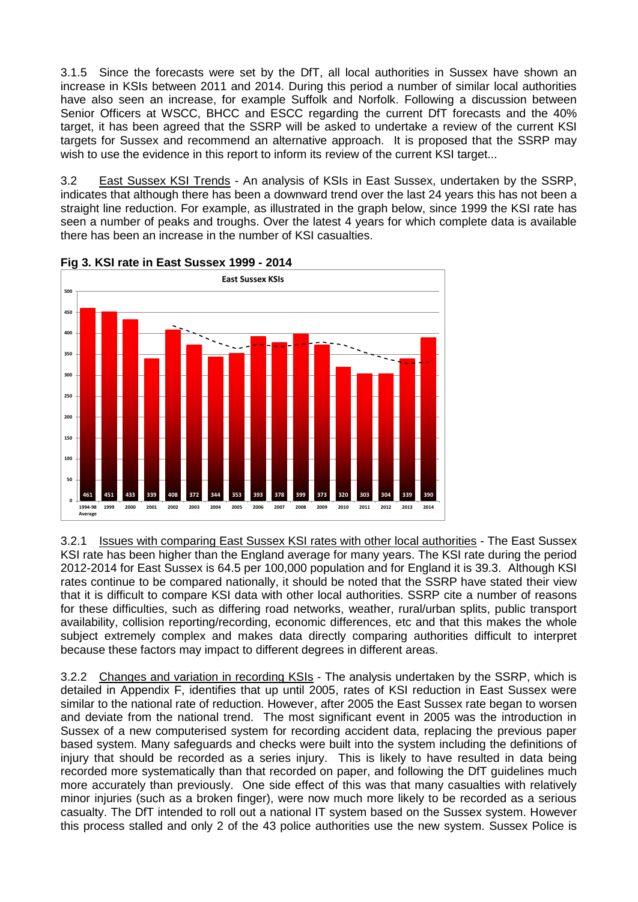3.1.5 Since the forecasts were set by the DfT, all local authorities in Sussex have shown an increase in KSIs between 2011 and 2014. During this period a number of similar local authorities have also seen an increase, for example Suffolk and Norfolk. Following a discussion between Senior Officers at WSCC, BHCC and ESCC regarding the current DfT forecasts and the 40% target, it has been agreed that the SSRP will be asked to undertake a review of the current KSI targets for Sussex and recommend an alternative approach. It is proposed that the SSRP may wish to use the evidence in this report to inform its review of the current KSI target...

3.2 East Sussex KSI Trends - An analysis of KSIs in East Sussex, undertaken by the SSRP, indicates that although there has been a downward trend over the last 24 years this has not been a straight line reduction. For example, as illustrated in the graph below, since 1999 the KSI rate has seen a number of peaks and troughs. Over the latest 4 years for which complete data is available there has been an increase in the number of KSI casualties.

**Fig 3. KSI rate in East Sussex 1999 - 2014**

**East Sussex KSIs**

| Year | KSIs |
|---|---|
| 1994-98 Average | 461 |
| 1999 | 451 |
| 2000 | 433 |
| 2001 | 339 |
| 2002 | 408 |
| 2003 | 372 |
| 2004 | 344 |
| 2005 | 353 |
| 2006 | 393 |
| 2007 | 378 |
| 2008 | 399 |
| 2009 | 373 |
| 2010 | 320 |
| 2011 | 303 |
| 2012 | 304 |
| 2013 | 339 |
| 2014 | 390 |

3.2.1 Issues with comparing East Sussex KSI rates with other local authorities - The East Sussex KSI rate has been higher than the England average for many years. The KSI rate during the period 2012-2014 for East Sussex is 64.5 per 100,000 population and for England it is 39.3. Although KSI rates continue to be compared nationally, it should be noted that the SSRP have stated their view that it is difficult to compare KSI data with other local authorities. SSRP cite a number of reasons for these difficulties, such as differing road networks, weather, rural/urban splits, public transport availability, collision reporting/recording, economic differences, etc and that this makes the whole subject extremely complex and makes data directly comparing authorities difficult to interpret because these factors may impact to different degrees in different areas.

3.2.2 Changes and variation in recording KSIs - The analysis undertaken by the SSRP, which is detailed in Appendix F, identifies that up until 2005, rates of KSI reduction in East Sussex were similar to the national rate of reduction. However, after 2005 the East Sussex rate began to worsen and deviate from the national trend. The most significant event in 2005 was the introduction in Sussex of a new computerised system for recording accident data, replacing the previous paper based system. Many safeguards and checks were built into the system including the definitions of injury that should be recorded as a series injury. This is likely to have resulted in data being recorded more systematically than that recorded on paper, and following the DfT guidelines much more accurately than previously. One side effect of this was that many casualties with relatively minor injuries (such as a broken finger), were now much more likely to be recorded as a serious casualty. The DfT intended to roll out a national IT system based on the Sussex system. However this process stalled and only 2 of the 43 police authorities use the new system. Sussex Police is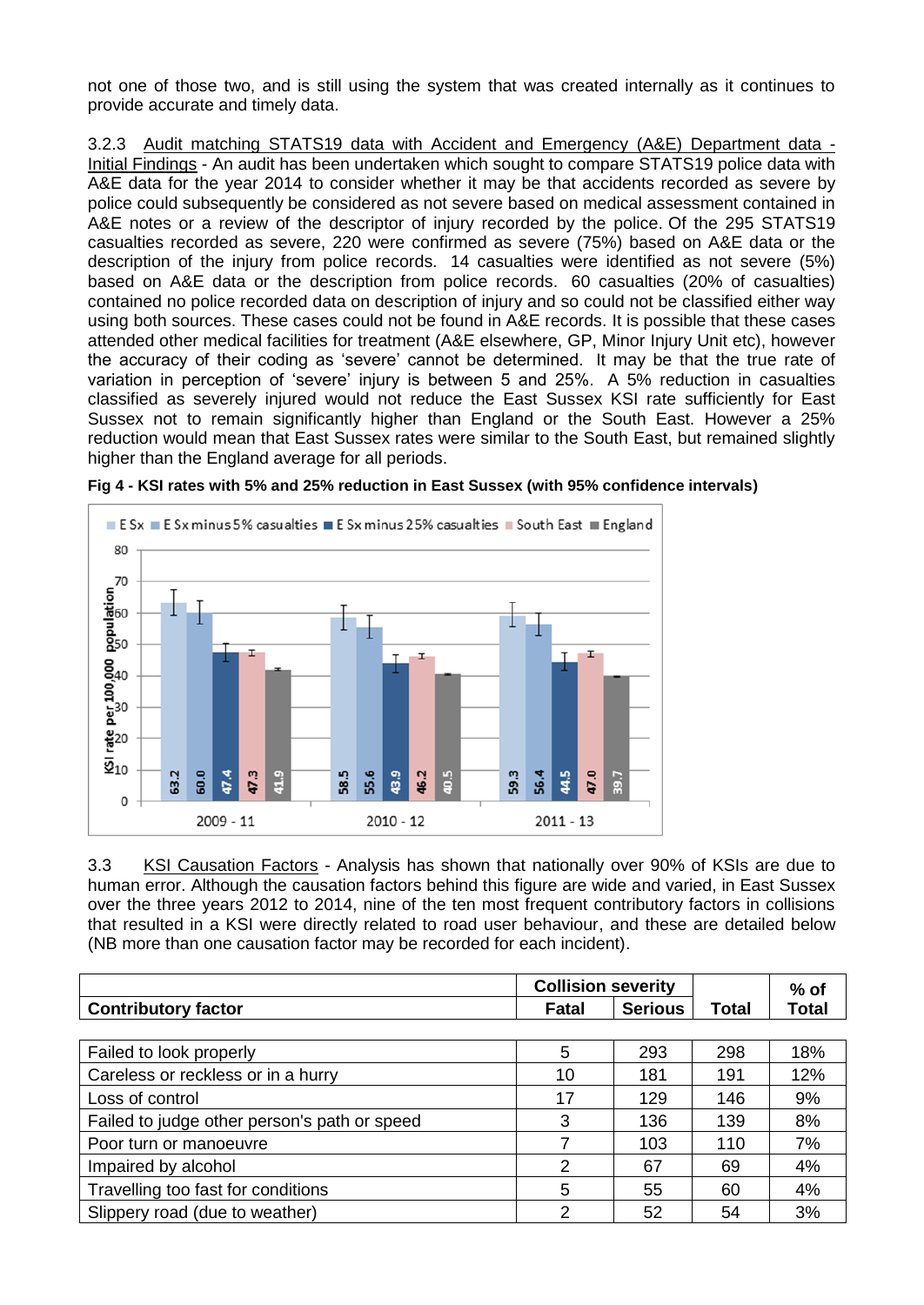not one of those two, and is still using the system that was created internally as it continues to provide accurate and timely data.

3.2.3 Audit matching STATS19 data with Accident and Emergency (A&E) Department data - Initial Findings - An audit has been undertaken which sought to compare STATS19 police data with A&E data for the year 2014 to consider whether it may be that accidents recorded as severe by police could subsequently be considered as not severe based on medical assessment contained in A&E notes or a review of the descriptor of injury recorded by the police. Of the 295 STATS19 casualties recorded as severe, 220 were confirmed as severe (75%) based on A&E data or the description of the injury from police records. 14 casualties were identified as not severe (5%) based on A&E data or the description from police records. 60 casualties (20% of casualties) contained no police recorded data on description of injury and so could not be classified either way using both sources. These cases could not be found in A&E records. It is possible that these cases attended other medical facilities for treatment (A&E elsewhere, GP, Minor Injury Unit etc), however the accuracy of their coding as 'severe' cannot be determined. It may be that the true rate of variation in perception of 'severe' injury is between 5 and 25%. A 5% reduction in casualties classified as severely injured would not reduce the East Sussex KSI rate sufficiently for East Sussex not to remain significantly higher than England or the South East. However a 25% reduction would mean that East Sussex rates were similar to the South East, but remained slightly higher than the England average for all periods.

**Fig 4 - KSI rates with 5% and 25% reduction in East Sussex (with 95% confidence intervals)**

| KSI rate per 100,000 population | E Sx | E Sx minus 5% casualties | E Sx minus 25% casualties | South East | England |
|---|---|---|---|---|---|
| 2009 - 11 | 63.2 | 60.0 | 47.4 | 47.3 | 41.9 |
| 2010 - 12 | 58.5 | 55.6 | 43.9 | 46.2 | 40.5 |
| 2011 - 13 | 59.3 | 56.4 | 44.5 | 47.0 | 39.7 |

3.3 KSI Causation Factors - Analysis has shown that nationally over 90% of KSIs are due to human error. Although the causation factors behind this figure are wide and varied, in East Sussex over the three years 2012 to 2014, nine of the ten most frequent contributory factors in collisions that resulted in a KSI were directly related to road user behaviour, and these are detailed below (NB more than one causation factor may be recorded for each incident).

| | Collision severity | | | % of |
|---|---|---|---|---|
| **Contributory factor** | **Fatal** | **Serious** | **Total** | **Total** |
| Failed to look properly | 5 | 293 | 298 | 18% |
| Careless or reckless or in a hurry | 10 | 181 | 191 | 12% |
| Loss of control | 17 | 129 | 146 | 9% |
| Failed to judge other person's path or speed | 3 | 136 | 139 | 8% |
| Poor turn or manoeuvre | 7 | 103 | 110 | 7% |
| Impaired by alcohol | 2 | 67 | 69 | 4% |
| Travelling too fast for conditions | 5 | 55 | 60 | 4% |
| Slippery road (due to weather) | 2 | 52 | 54 | 3% |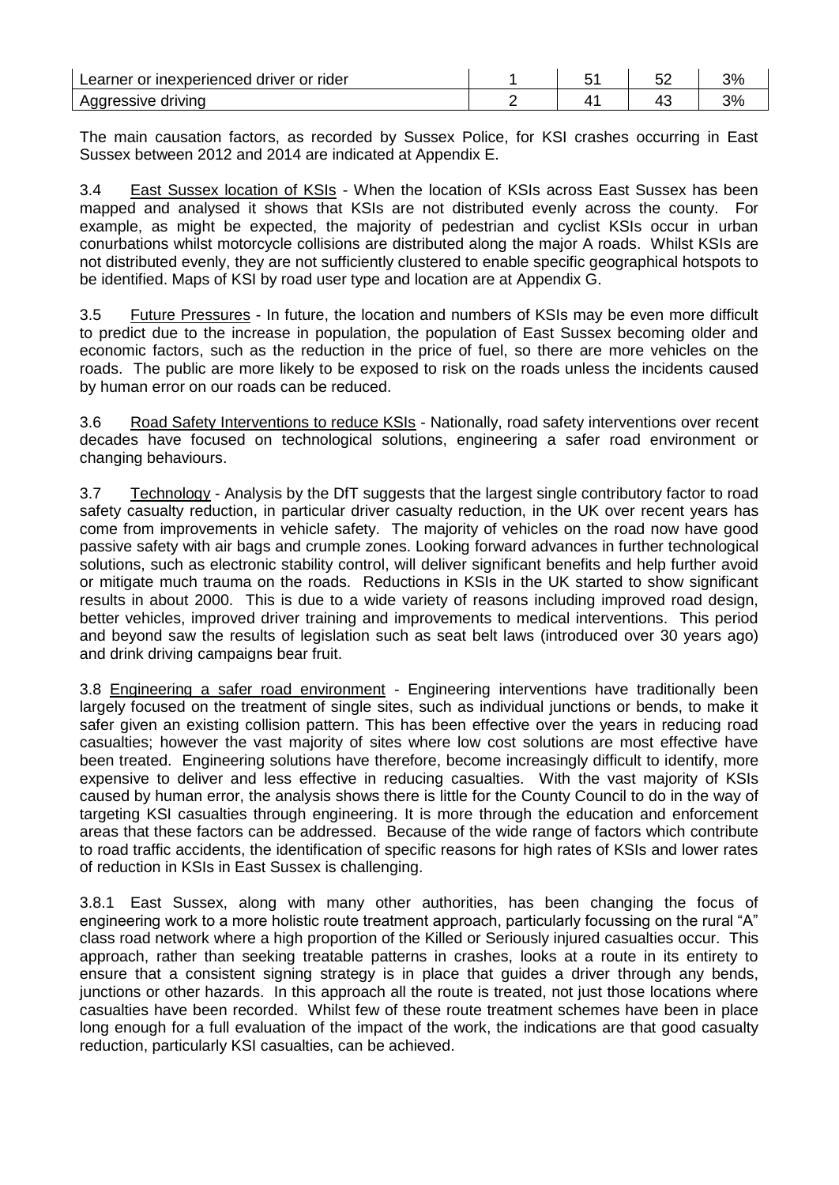| Learner or inexperienced driver or rider | 1 | 51 | 52 | 3% |
|---|---|---|---|---|
| Aggressive driving | 2 | 41 | 43 | 3% |

The main causation factors, as recorded by Sussex Police, for KSI crashes occurring in East Sussex between 2012 and 2014 are indicated at Appendix E.

3.4 East Sussex location of KSIs - When the location of KSIs across East Sussex has been mapped and analysed it shows that KSIs are not distributed evenly across the county. For example, as might be expected, the majority of pedestrian and cyclist KSIs occur in urban conurbations whilst motorcycle collisions are distributed along the major A roads. Whilst KSIs are not distributed evenly, they are not sufficiently clustered to enable specific geographical hotspots to be identified. Maps of KSI by road user type and location are at Appendix G.

3.5 Future Pressures - In future, the location and numbers of KSIs may be even more difficult to predict due to the increase in population, the population of East Sussex becoming older and economic factors, such as the reduction in the price of fuel, so there are more vehicles on the roads. The public are more likely to be exposed to risk on the roads unless the incidents caused by human error on our roads can be reduced.

3.6 Road Safety Interventions to reduce KSIs - Nationally, road safety interventions over recent decades have focused on technological solutions, engineering a safer road environment or changing behaviours.

3.7 Technology - Analysis by the DfT suggests that the largest single contributory factor to road safety casualty reduction, in particular driver casualty reduction, in the UK over recent years has come from improvements in vehicle safety. The majority of vehicles on the road now have good passive safety with air bags and crumple zones. Looking forward advances in further technological solutions, such as electronic stability control, will deliver significant benefits and help further avoid or mitigate much trauma on the roads. Reductions in KSIs in the UK started to show significant results in about 2000. This is due to a wide variety of reasons including improved road design, better vehicles, improved driver training and improvements to medical interventions. This period and beyond saw the results of legislation such as seat belt laws (introduced over 30 years ago) and drink driving campaigns bear fruit.

3.8 Engineering a safer road environment - Engineering interventions have traditionally been largely focused on the treatment of single sites, such as individual junctions or bends, to make it safer given an existing collision pattern. This has been effective over the years in reducing road casualties; however the vast majority of sites where low cost solutions are most effective have been treated. Engineering solutions have therefore, become increasingly difficult to identify, more expensive to deliver and less effective in reducing casualties. With the vast majority of KSIs caused by human error, the analysis shows there is little for the County Council to do in the way of targeting KSI casualties through engineering. It is more through the education and enforcement areas that these factors can be addressed. Because of the wide range of factors which contribute to road traffic accidents, the identification of specific reasons for high rates of KSIs and lower rates of reduction in KSIs in East Sussex is challenging.

3.8.1 East Sussex, along with many other authorities, has been changing the focus of engineering work to a more holistic route treatment approach, particularly focussing on the rural "A" class road network where a high proportion of the Killed or Seriously injured casualties occur. This approach, rather than seeking treatable patterns in crashes, looks at a route in its entirety to ensure that a consistent signing strategy is in place that guides a driver through any bends, junctions or other hazards. In this approach all the route is treated, not just those locations where casualties have been recorded. Whilst few of these route treatment schemes have been in place long enough for a full evaluation of the impact of the work, the indications are that good casualty reduction, particularly KSI casualties, can be achieved.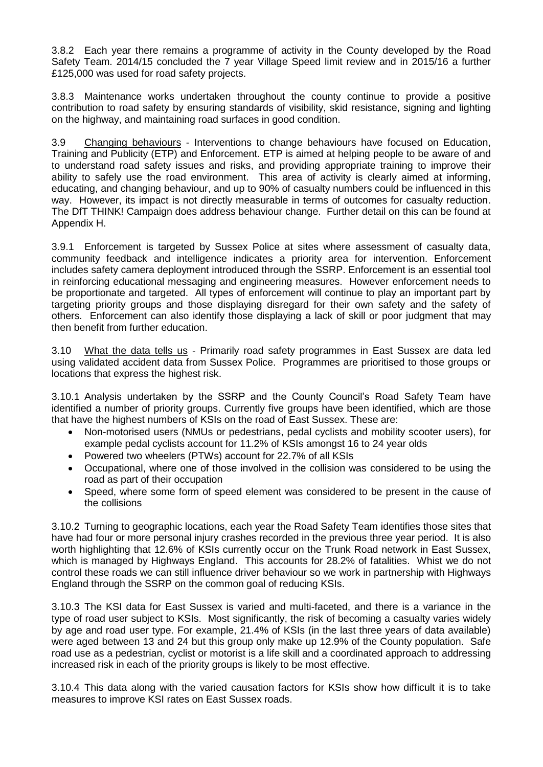3.8.2 Each year there remains a programme of activity in the County developed by the Road Safety Team. 2014/15 concluded the 7 year Village Speed limit review and in 2015/16 a further £125,000 was used for road safety projects.

3.8.3 Maintenance works undertaken throughout the county continue to provide a positive contribution to road safety by ensuring standards of visibility, skid resistance, signing and lighting on the highway, and maintaining road surfaces in good condition.

3.9 Changing behaviours - Interventions to change behaviours have focused on Education, Training and Publicity (ETP) and Enforcement. ETP is aimed at helping people to be aware of and to understand road safety issues and risks, and providing appropriate training to improve their ability to safely use the road environment. This area of activity is clearly aimed at informing, educating, and changing behaviour, and up to 90% of casualty numbers could be influenced in this way. However, its impact is not directly measurable in terms of outcomes for casualty reduction. The DfT THINK! Campaign does address behaviour change. Further detail on this can be found at Appendix H.

3.9.1 Enforcement is targeted by Sussex Police at sites where assessment of casualty data, community feedback and intelligence indicates a priority area for intervention. Enforcement includes safety camera deployment introduced through the SSRP. Enforcement is an essential tool in reinforcing educational messaging and engineering measures. However enforcement needs to be proportionate and targeted. All types of enforcement will continue to play an important part by targeting priority groups and those displaying disregard for their own safety and the safety of others. Enforcement can also identify those displaying a lack of skill or poor judgment that may then benefit from further education.

3.10 What the data tells us - Primarily road safety programmes in East Sussex are data led using validated accident data from Sussex Police. Programmes are prioritised to those groups or locations that express the highest risk.

3.10.1 Analysis undertaken by the SSRP and the County Council's Road Safety Team have identified a number of priority groups. Currently five groups have been identified, which are those that have the highest numbers of KSIs on the road of East Sussex. These are:

- Non-motorised users (NMUs or pedestrians, pedal cyclists and mobility scooter users), for example pedal cyclists account for 11.2% of KSIs amongst 16 to 24 year olds
- Powered two wheelers (PTWs) account for 22.7% of all KSIs
- Occupational, where one of those involved in the collision was considered to be using the road as part of their occupation
- Speed, where some form of speed element was considered to be present in the cause of the collisions

3.10.2 Turning to geographic locations, each year the Road Safety Team identifies those sites that have had four or more personal injury crashes recorded in the previous three year period. It is also worth highlighting that 12.6% of KSIs currently occur on the Trunk Road network in East Sussex, which is managed by Highways England. This accounts for 28.2% of fatalities. Whist we do not control these roads we can still influence driver behaviour so we work in partnership with Highways England through the SSRP on the common goal of reducing KSIs.

3.10.3 The KSI data for East Sussex is varied and multi-faceted, and there is a variance in the type of road user subject to KSIs. Most significantly, the risk of becoming a casualty varies widely by age and road user type. For example, 21.4% of KSIs (in the last three years of data available) were aged between 13 and 24 but this group only make up 12.9% of the County population. Safe road use as a pedestrian, cyclist or motorist is a life skill and a coordinated approach to addressing increased risk in each of the priority groups is likely to be most effective.

3.10.4 This data along with the varied causation factors for KSIs show how difficult it is to take measures to improve KSI rates on East Sussex roads.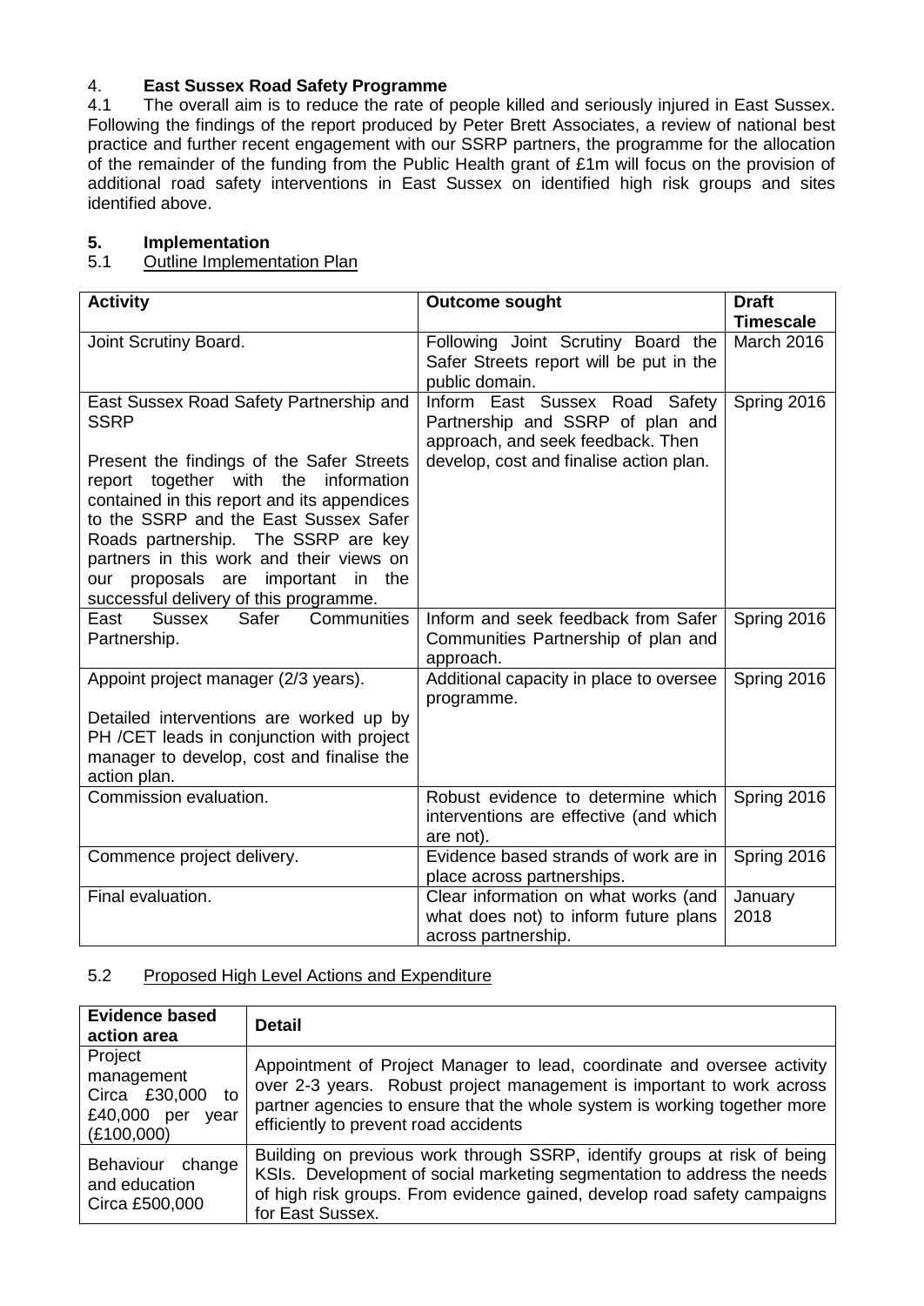## 4. **East Sussex Road Safety Programme**

4.1 The overall aim is to reduce the rate of people killed and seriously injured in East Sussex. Following the findings of the report produced by Peter Brett Associates, a review of national best practice and further recent engagement with our SSRP partners, the programme for the allocation of the remainder of the funding from the Public Health grant of £1m will focus on the provision of additional road safety interventions in East Sussex on identified high risk groups and sites identified above.

## 5. **Implementation**

5.1 Outline Implementation Plan

| **Activity** | **Outcome sought** | **Draft Timescale** |
|---|---|---|
| Joint Scrutiny Board. | Following Joint Scrutiny Board the Safer Streets report will be put in the public domain. | March 2016 |
| East Sussex Road Safety Partnership and SSRP<br><br>Present the findings of the Safer Streets report together with the information contained in this report and its appendices to the SSRP and the East Sussex Safer Roads partnership. The SSRP are key partners in this work and their views on our proposals are important in the successful delivery of this programme. | Inform East Sussex Road Safety Partnership and SSRP of plan and approach, and seek feedback. Then develop, cost and finalise action plan. | Spring 2016 |
| East Sussex Safer Communities Partnership. | Inform and seek feedback from Safer Communities Partnership of plan and approach. | Spring 2016 |
| Appoint project manager (2/3 years).<br><br>Detailed interventions are worked up by PH /CET leads in conjunction with project manager to develop, cost and finalise the action plan. | Additional capacity in place to oversee programme. | Spring 2016 |
| Commission evaluation. | Robust evidence to determine which interventions are effective (and which are not). | Spring 2016 |
| Commence project delivery. | Evidence based strands of work are in place across partnerships. | Spring 2016 |
| Final evaluation. | Clear information on what works (and what does not) to inform future plans across partnership. | January 2018 |

5.2 Proposed High Level Actions and Expenditure

| **Evidence based action area** | **Detail** |
|---|---|
| Project management Circa £30,000 to £40,000 per year (£100,000) | Appointment of Project Manager to lead, coordinate and oversee activity over 2-3 years. Robust project management is important to work across partner agencies to ensure that the whole system is working together more efficiently to prevent road accidents |
| Behaviour change and education Circa £500,000 | Building on previous work through SSRP, identify groups at risk of being KSIs. Development of social marketing segmentation to address the needs of high risk groups. From evidence gained, develop road safety campaigns for East Sussex. |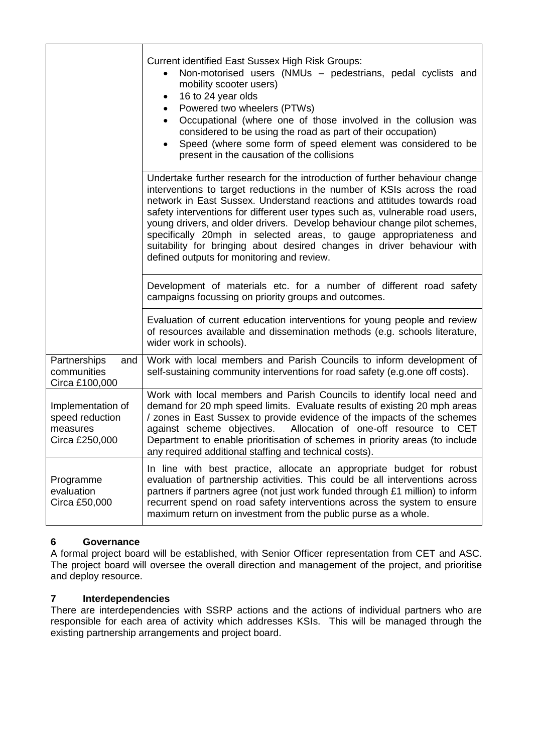| | |
|---|---|
| | Current identified East Sussex High Risk Groups:<br>• Non-motorised users (NMUs – pedestrians, pedal cyclists and mobility scooter users)<br>• 16 to 24 year olds<br>• Powered two wheelers (PTWs)<br>• Occupational (where one of those involved in the collusion was considered to be using the road as part of their occupation)<br>• Speed (where some form of speed element was considered to be present in the causation of the collisions |
| | Undertake further research for the introduction of further behaviour change interventions to target reductions in the number of KSIs across the road network in East Sussex. Understand reactions and attitudes towards road safety interventions for different user types such as, vulnerable road users, young drivers, and older drivers. Develop behaviour change pilot schemes, specifically 20mph in selected areas, to gauge appropriateness and suitability for bringing about desired changes in driver behaviour with defined outputs for monitoring and review. |
| | Development of materials etc. for a number of different road safety campaigns focussing on priority groups and outcomes. |
| | Evaluation of current education interventions for young people and review of resources available and dissemination methods (e.g. schools literature, wider work in schools). |
| Partnerships and communities<br>Circa £100,000 | Work with local members and Parish Councils to inform development of self-sustaining community interventions for road safety (e.g.one off costs). |
| Implementation of speed reduction measures<br>Circa £250,000 | Work with local members and Parish Councils to identify local need and demand for 20 mph speed limits. Evaluate results of existing 20 mph areas / zones in East Sussex to provide evidence of the impacts of the schemes against scheme objectives. Allocation of one-off resource to CET Department to enable prioritisation of schemes in priority areas (to include any required additional staffing and technical costs). |
| Programme evaluation<br>Circa £50,000 | In line with best practice, allocate an appropriate budget for robust evaluation of partnership activities. This could be all interventions across partners if partners agree (not just work funded through £1 million) to inform recurrent spend on road safety interventions across the system to ensure maximum return on investment from the public purse as a whole. |

## 6 Governance

A formal project board will be established, with Senior Officer representation from CET and ASC. The project board will oversee the overall direction and management of the project, and prioritise and deploy resource.

## 7 Interdependencies

There are interdependencies with SSRP actions and the actions of individual partners who are responsible for each area of activity which addresses KSIs. This will be managed through the existing partnership arrangements and project board.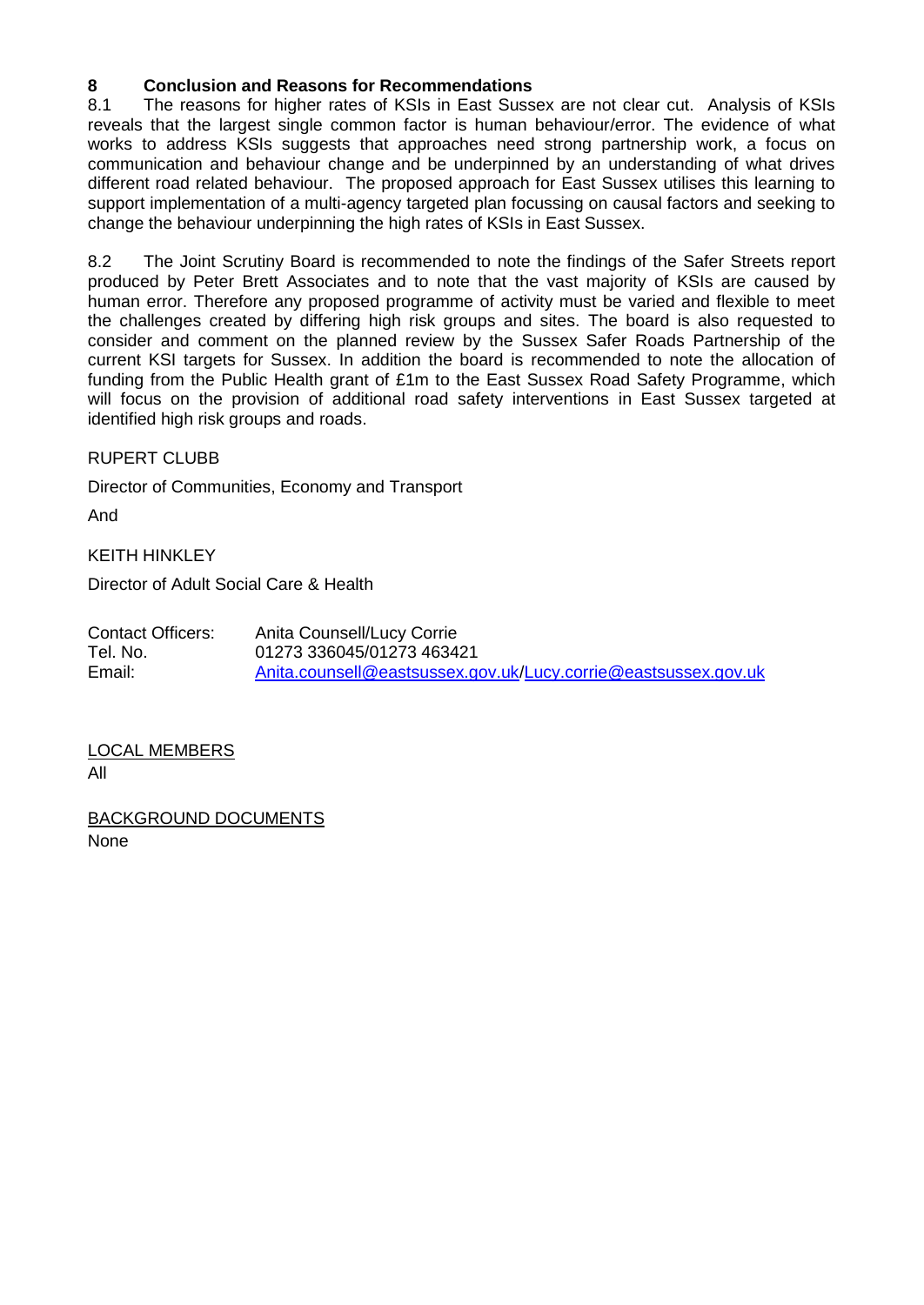## 8 Conclusion and Reasons for Recommendations

8.1 The reasons for higher rates of KSIs in East Sussex are not clear cut. Analysis of KSIs reveals that the largest single common factor is human behaviour/error. The evidence of what works to address KSIs suggests that approaches need strong partnership work, a focus on communication and behaviour change and be underpinned by an understanding of what drives different road related behaviour. The proposed approach for East Sussex utilises this learning to support implementation of a multi-agency targeted plan focussing on causal factors and seeking to change the behaviour underpinning the high rates of KSIs in East Sussex.

8.2 The Joint Scrutiny Board is recommended to note the findings of the Safer Streets report produced by Peter Brett Associates and to note that the vast majority of KSIs are caused by human error. Therefore any proposed programme of activity must be varied and flexible to meet the challenges created by differing high risk groups and sites. The board is also requested to consider and comment on the planned review by the Sussex Safer Roads Partnership of the current KSI targets for Sussex. In addition the board is recommended to note the allocation of funding from the Public Health grant of £1m to the East Sussex Road Safety Programme, which will focus on the provision of additional road safety interventions in East Sussex targeted at identified high risk groups and roads.

RUPERT CLUBB

Director of Communities, Economy and Transport

And

KEITH HINKLEY

Director of Adult Social Care & Health

| | |
|---|---|
| Contact Officers: | Anita Counsell/Lucy Corrie |
| Tel. No. | 01273 336045/01273 463421 |
| Email: | Anita.counsell@eastsussex.gov.uk/Lucy.corrie@eastsussex.gov.uk |

LOCAL MEMBERS

All

BACKGROUND DOCUMENTS

None